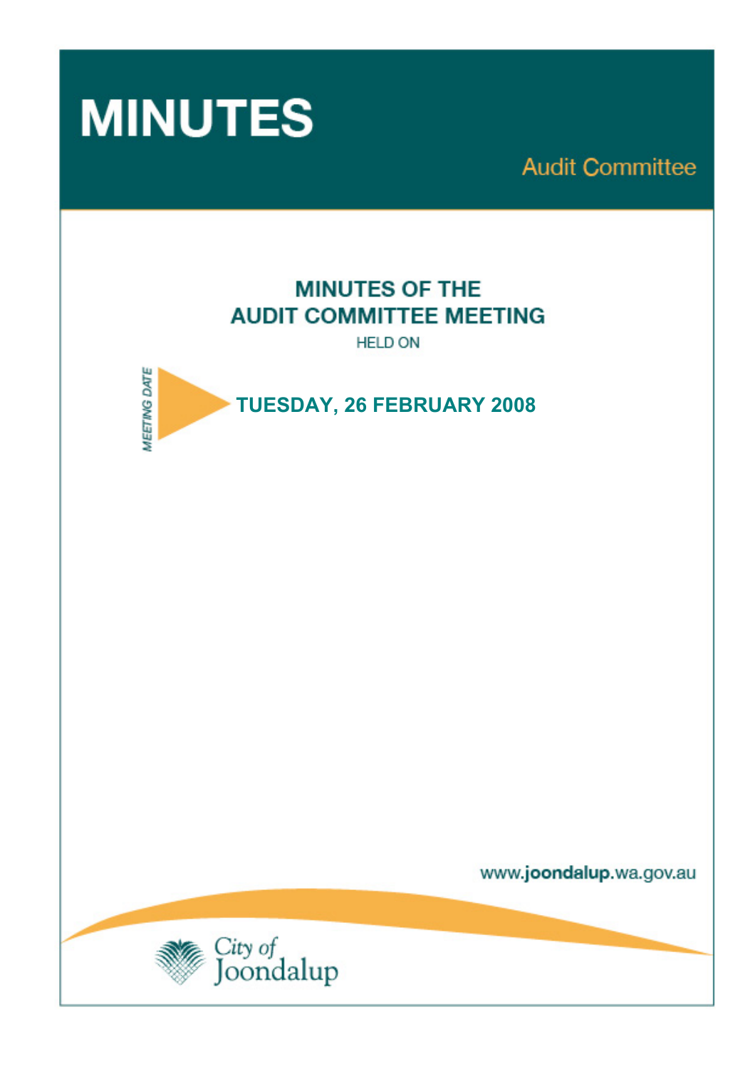# MINUTES

Audit Committee

## MINUTES OF THE AUDIT COMMITTEE MEETING

HELD ON

MEETING DATE

**TUESDAY, 26 FEBRUARY 2008**

www.joondalup.wa.gov.au

City of Joondalup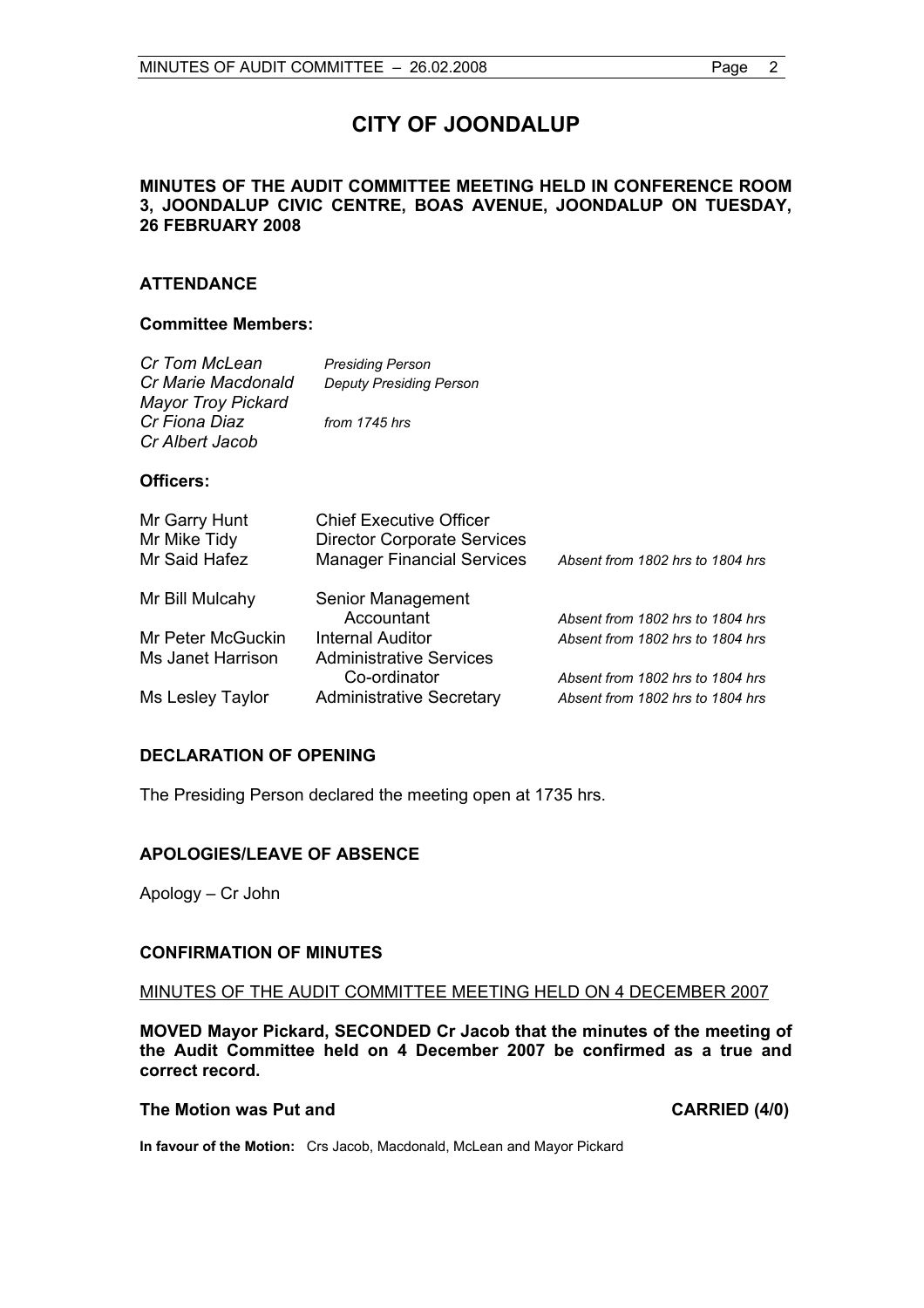# CITY OF JOONDALUP

**MINUTES OF THE AUDIT COMMITTEE MEETING HELD IN CONFERENCE ROOM 3, JOONDALUP CIVIC CENTRE, BOAS AVENUE, JOONDALUP ON TUESDAY, 26 FEBRUARY 2008**

## ATTENDANCE

### Committee Members:

| | |
|---|---|
| *Cr Tom McLean* | *Presiding Person* |
| *Cr Marie Macdonald* | *Deputy Presiding Person* |
| *Mayor Troy Pickard* | |
| *Cr Fiona Diaz* | *from 1745 hrs* |
| *Cr Albert Jacob* | |

### Officers:

| | | |
|---|---|---|
| Mr Garry Hunt | Chief Executive Officer | |
| Mr Mike Tidy | Director Corporate Services | |
| Mr Said Hafez | Manager Financial Services | *Absent from 1802 hrs to 1804 hrs* |
| Mr Bill Mulcahy | Senior Management Accountant | *Absent from 1802 hrs to 1804 hrs* |
| Mr Peter McGuckin | Internal Auditor | *Absent from 1802 hrs to 1804 hrs* |
| Ms Janet Harrison | Administrative Services Co-ordinator | *Absent from 1802 hrs to 1804 hrs* |
| Ms Lesley Taylor | Administrative Secretary | *Absent from 1802 hrs to 1804 hrs* |

## DECLARATION OF OPENING

The Presiding Person declared the meeting open at 1735 hrs.

## APOLOGIES/LEAVE OF ABSENCE

Apology – Cr John

## CONFIRMATION OF MINUTES

MINUTES OF THE AUDIT COMMITTEE MEETING HELD ON 4 DECEMBER 2007

**MOVED Mayor Pickard, SECONDED Cr Jacob that the minutes of the meeting of the Audit Committee held on 4 December 2007 be confirmed as a true and correct record.**

**The Motion was Put and CARRIED (4/0)**

**In favour of the Motion:** Crs Jacob, Macdonald, McLean and Mayor Pickard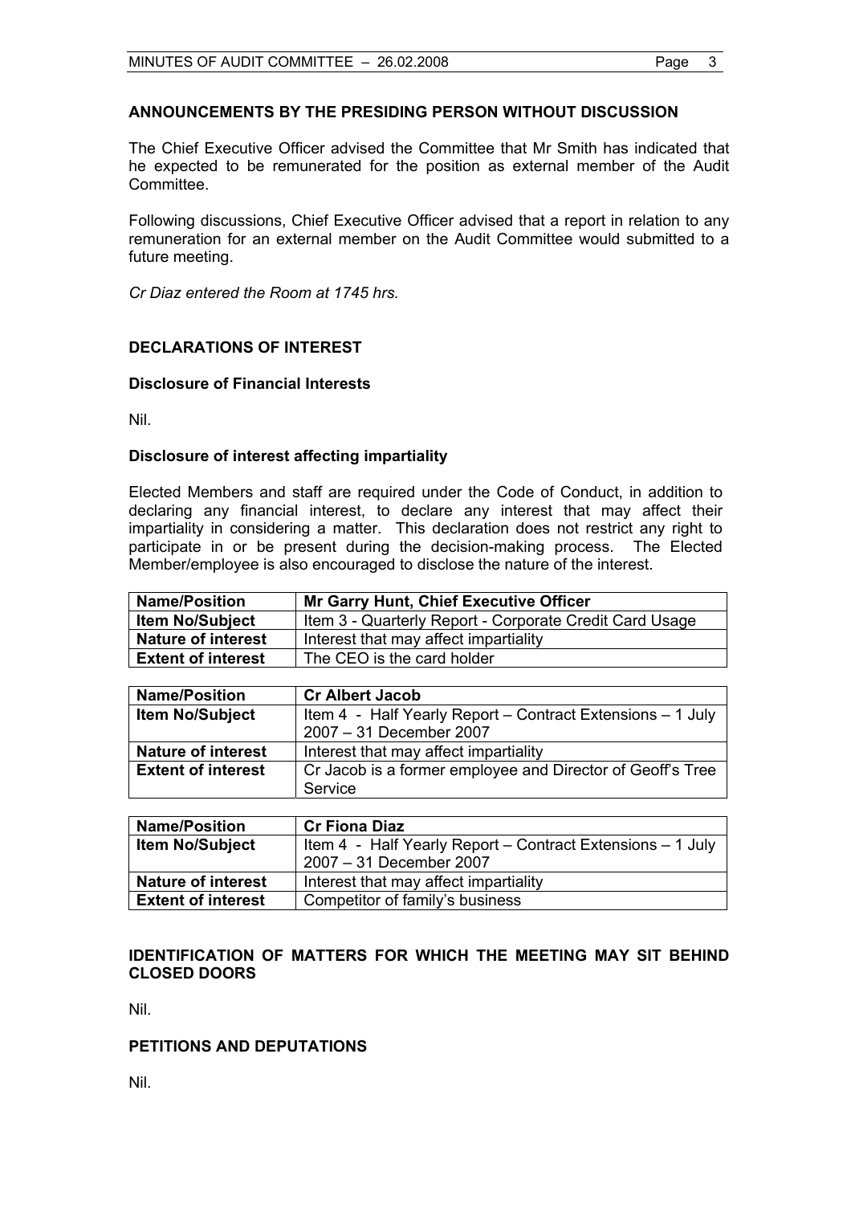## ANNOUNCEMENTS BY THE PRESIDING PERSON WITHOUT DISCUSSION

The Chief Executive Officer advised the Committee that Mr Smith has indicated that he expected to be remunerated for the position as external member of the Audit Committee.

Following discussions, Chief Executive Officer advised that a report in relation to any remuneration for an external member on the Audit Committee would submitted to a future meeting.

*Cr Diaz entered the Room at 1745 hrs.*

## DECLARATIONS OF INTEREST

### Disclosure of Financial Interests

Nil.

### Disclosure of interest affecting impartiality

Elected Members and staff are required under the Code of Conduct, in addition to declaring any financial interest, to declare any interest that may affect their impartiality in considering a matter. This declaration does not restrict any right to participate in or be present during the decision-making process. The Elected Member/employee is also encouraged to disclose the nature of the interest.

| **Name/Position** | **Mr Garry Hunt, Chief Executive Officer** |
|---|---|
| **Item No/Subject** | Item 3 - Quarterly Report - Corporate Credit Card Usage |
| **Nature of interest** | Interest that may affect impartiality |
| **Extent of interest** | The CEO is the card holder |

| **Name/Position** | **Cr Albert Jacob** |
|---|---|
| **Item No/Subject** | Item 4 - Half Yearly Report – Contract Extensions – 1 July 2007 – 31 December 2007 |
| **Nature of interest** | Interest that may affect impartiality |
| **Extent of interest** | Cr Jacob is a former employee and Director of Geoff's Tree Service |

| **Name/Position** | **Cr Fiona Diaz** |
|---|---|
| **Item No/Subject** | Item 4 - Half Yearly Report – Contract Extensions – 1 July 2007 – 31 December 2007 |
| **Nature of interest** | Interest that may affect impartiality |
| **Extent of interest** | Competitor of family's business |

## IDENTIFICATION OF MATTERS FOR WHICH THE MEETING MAY SIT BEHIND CLOSED DOORS

Nil.

## PETITIONS AND DEPUTATIONS

Nil.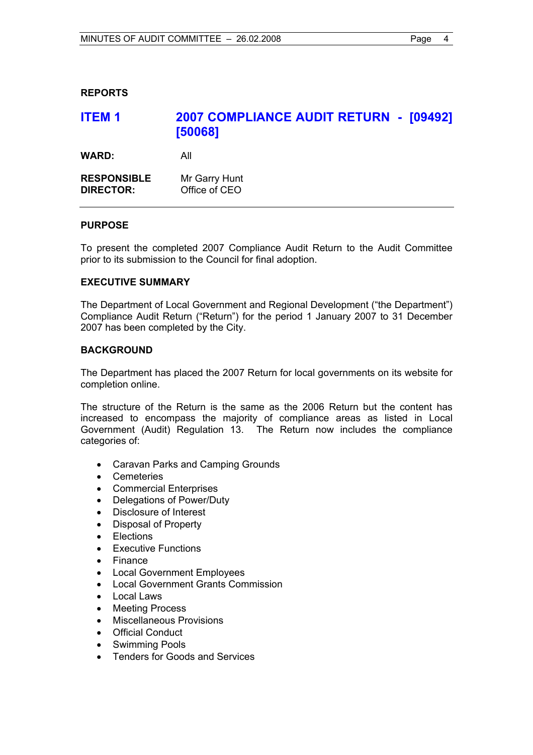## REPORTS

### ITEM 1 2007 COMPLIANCE AUDIT RETURN - [09492] [50068]

**WARD:** All

**RESPONSIBLE DIRECTOR:** Mr Garry Hunt
Office of CEO

---

**PURPOSE**

To present the completed 2007 Compliance Audit Return to the Audit Committee prior to its submission to the Council for final adoption.

**EXECUTIVE SUMMARY**

The Department of Local Government and Regional Development ("the Department") Compliance Audit Return ("Return") for the period 1 January 2007 to 31 December 2007 has been completed by the City.

**BACKGROUND**

The Department has placed the 2007 Return for local governments on its website for completion online.

The structure of the Return is the same as the 2006 Return but the content has increased to encompass the majority of compliance areas as listed in Local Government (Audit) Regulation 13. The Return now includes the compliance categories of:

- Caravan Parks and Camping Grounds
- Cemeteries
- Commercial Enterprises
- Delegations of Power/Duty
- Disclosure of Interest
- Disposal of Property
- Elections
- Executive Functions
- Finance
- Local Government Employees
- Local Government Grants Commission
- Local Laws
- Meeting Process
- Miscellaneous Provisions
- Official Conduct
- Swimming Pools
- Tenders for Goods and Services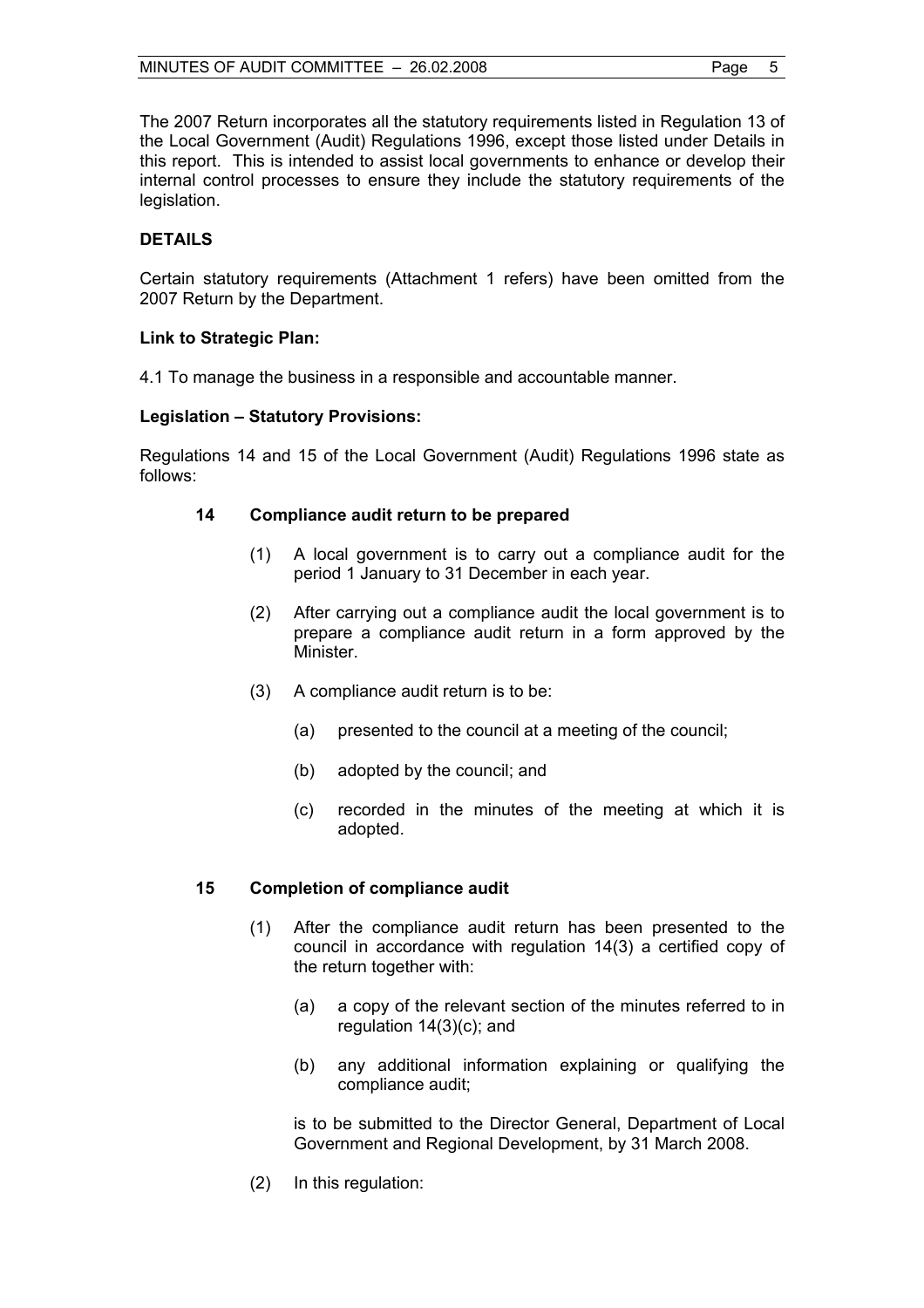The 2007 Return incorporates all the statutory requirements listed in Regulation 13 of the Local Government (Audit) Regulations 1996, except those listed under Details in this report. This is intended to assist local governments to enhance or develop their internal control processes to ensure they include the statutory requirements of the legislation.

## DETAILS

Certain statutory requirements (Attachment 1 refers) have been omitted from the 2007 Return by the Department.

**Link to Strategic Plan:**

4.1 To manage the business in a responsible and accountable manner.

**Legislation – Statutory Provisions:**

Regulations 14 and 15 of the Local Government (Audit) Regulations 1996 state as follows:

**14 Compliance audit return to be prepared**

(1) A local government is to carry out a compliance audit for the period 1 January to 31 December in each year.

(2) After carrying out a compliance audit the local government is to prepare a compliance audit return in a form approved by the Minister.

(3) A compliance audit return is to be:

(a) presented to the council at a meeting of the council;

(b) adopted by the council; and

(c) recorded in the minutes of the meeting at which it is adopted.

**15 Completion of compliance audit**

(1) After the compliance audit return has been presented to the council in accordance with regulation 14(3) a certified copy of the return together with:

(a) a copy of the relevant section of the minutes referred to in regulation 14(3)(c); and

(b) any additional information explaining or qualifying the compliance audit;

is to be submitted to the Director General, Department of Local Government and Regional Development, by 31 March 2008.

(2) In this regulation: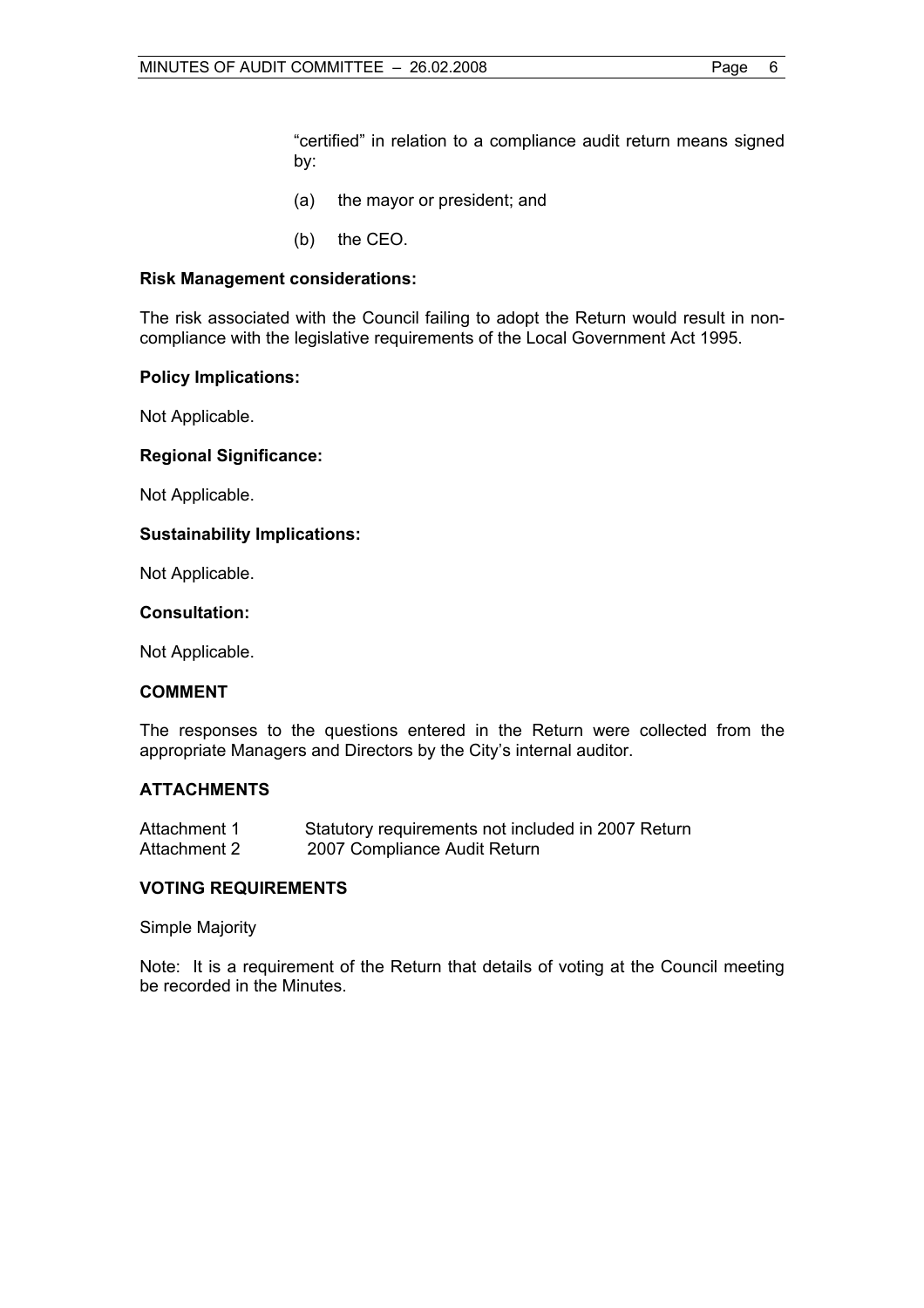"certified" in relation to a compliance audit return means signed by:

(a) the mayor or president; and

(b) the CEO.

**Risk Management considerations:**

The risk associated with the Council failing to adopt the Return would result in non-compliance with the legislative requirements of the Local Government Act 1995.

**Policy Implications:**

Not Applicable.

**Regional Significance:**

Not Applicable.

**Sustainability Implications:**

Not Applicable.

**Consultation:**

Not Applicable.

## COMMENT

The responses to the questions entered in the Return were collected from the appropriate Managers and Directors by the City's internal auditor.

## ATTACHMENTS

Attachment 1 Statutory requirements not included in 2007 Return
Attachment 2 2007 Compliance Audit Return

## VOTING REQUIREMENTS

Simple Majority

Note: It is a requirement of the Return that details of voting at the Council meeting be recorded in the Minutes.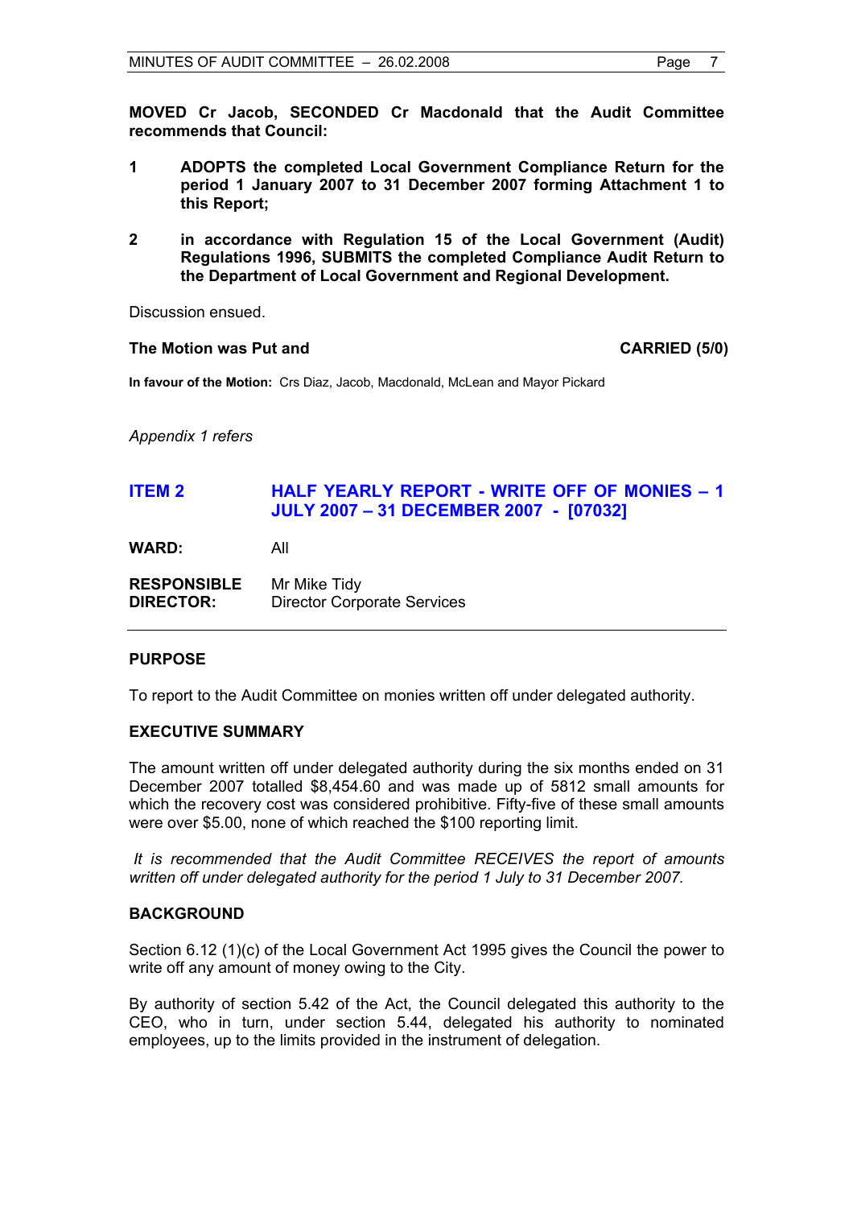**MOVED Cr Jacob, SECONDED Cr Macdonald that the Audit Committee recommends that Council:**

1. **ADOPTS the completed Local Government Compliance Return for the period 1 January 2007 to 31 December 2007 forming Attachment 1 to this Report;**

2. **in accordance with Regulation 15 of the Local Government (Audit) Regulations 1996, SUBMITS the completed Compliance Audit Return to the Department of Local Government and Regional Development.**

Discussion ensued.

**The Motion was Put and** **CARRIED (5/0)**

**In favour of the Motion:** Crs Diaz, Jacob, Macdonald, McLean and Mayor Pickard

*Appendix 1 refers*

## ITEM 2 HALF YEARLY REPORT - WRITE OFF OF MONIES – 1 JULY 2007 – 31 DECEMBER 2007 - [07032]

**WARD:** All

**RESPONSIBLE DIRECTOR:** Mr Mike Tidy, Director Corporate Services

### PURPOSE

To report to the Audit Committee on monies written off under delegated authority.

### EXECUTIVE SUMMARY

The amount written off under delegated authority during the six months ended on 31 December 2007 totalled $8,454.60 and was made up of 5812 small amounts for which the recovery cost was considered prohibitive. Fifty-five of these small amounts were over $5.00, none of which reached the $100 reporting limit.

*It is recommended that the Audit Committee RECEIVES the report of amounts written off under delegated authority for the period 1 July to 31 December 2007.*

### BACKGROUND

Section 6.12 (1)(c) of the Local Government Act 1995 gives the Council the power to write off any amount of money owing to the City.

By authority of section 5.42 of the Act, the Council delegated this authority to the CEO, who in turn, under section 5.44, delegated his authority to nominated employees, up to the limits provided in the instrument of delegation.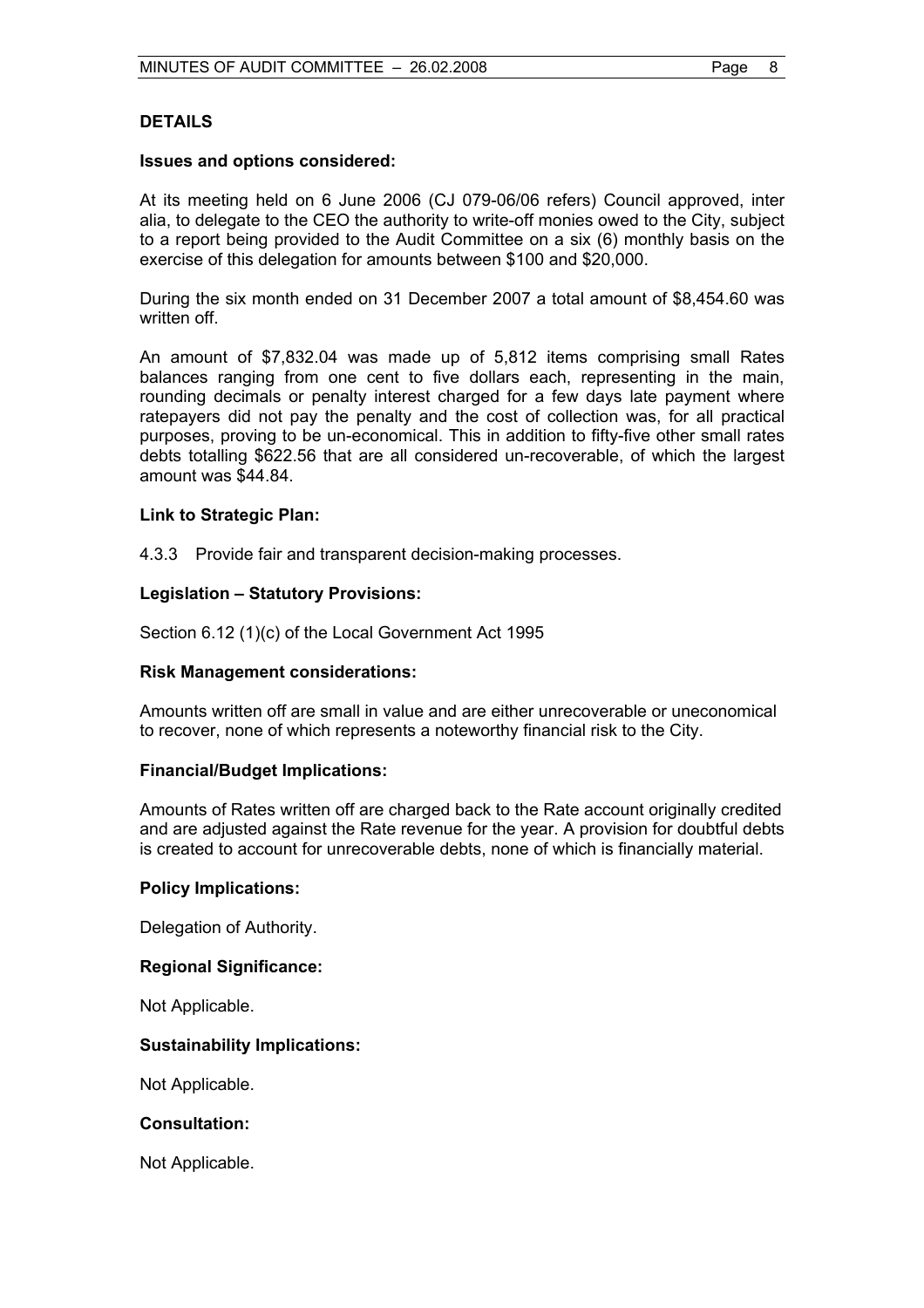## DETAILS

**Issues and options considered:**

At its meeting held on 6 June 2006 (CJ 079-06/06 refers) Council approved, inter alia, to delegate to the CEO the authority to write-off monies owed to the City, subject to a report being provided to the Audit Committee on a six (6) monthly basis on the exercise of this delegation for amounts between $100 and $20,000.

During the six month ended on 31 December 2007 a total amount of $8,454.60 was written off.

An amount of $7,832.04 was made up of 5,812 items comprising small Rates balances ranging from one cent to five dollars each, representing in the main, rounding decimals or penalty interest charged for a few days late payment where ratepayers did not pay the penalty and the cost of collection was, for all practical purposes, proving to be un-economical. This in addition to fifty-five other small rates debts totalling $622.56 that are all considered un-recoverable, of which the largest amount was $44.84.

**Link to Strategic Plan:**

4.3.3 Provide fair and transparent decision-making processes.

**Legislation – Statutory Provisions:**

Section 6.12 (1)(c) of the Local Government Act 1995

**Risk Management considerations:**

Amounts written off are small in value and are either unrecoverable or uneconomical to recover, none of which represents a noteworthy financial risk to the City.

**Financial/Budget Implications:**

Amounts of Rates written off are charged back to the Rate account originally credited and are adjusted against the Rate revenue for the year. A provision for doubtful debts is created to account for unrecoverable debts, none of which is financially material.

**Policy Implications:**

Delegation of Authority.

**Regional Significance:**

Not Applicable.

**Sustainability Implications:**

Not Applicable.

**Consultation:**

Not Applicable.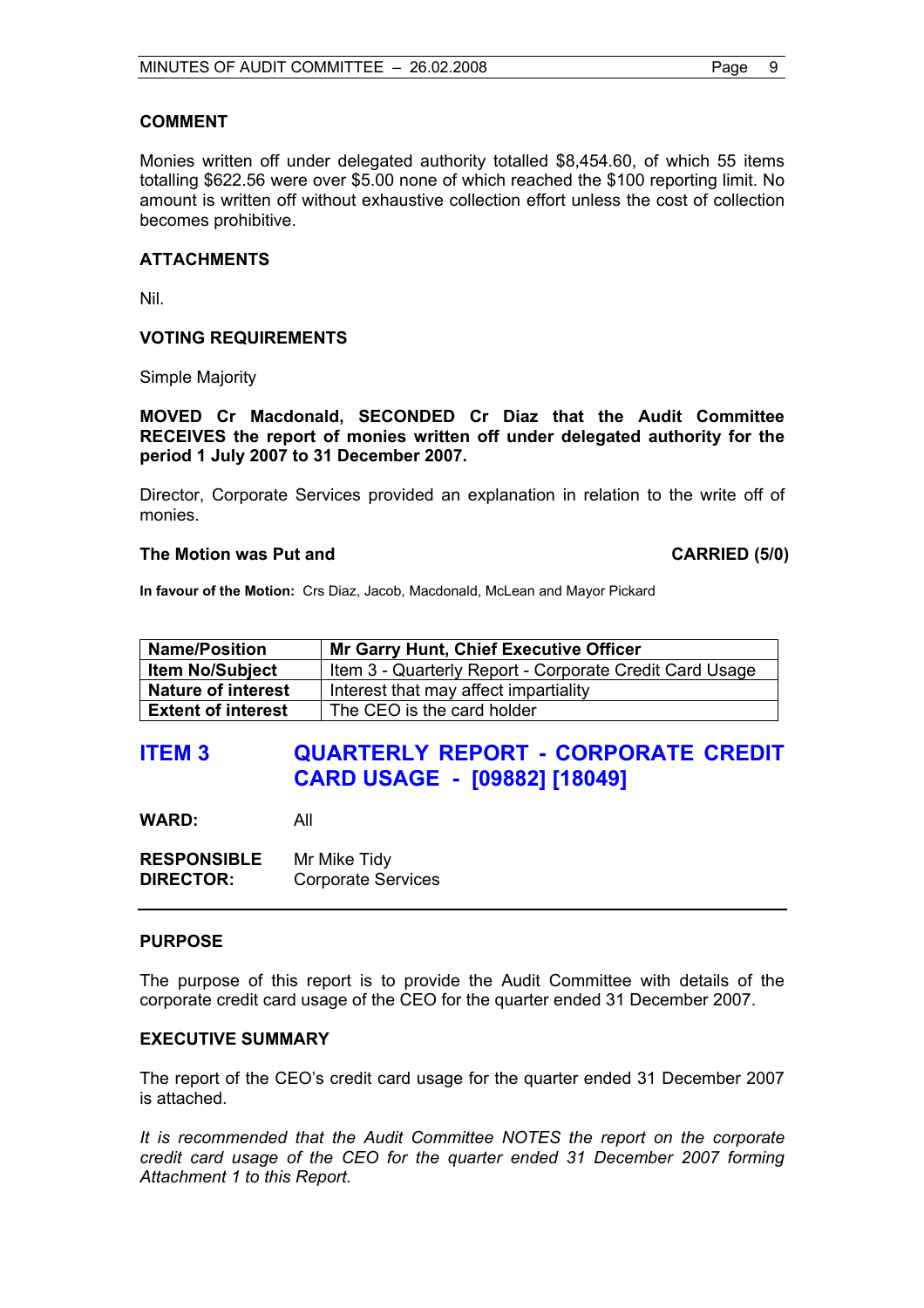### COMMENT

Monies written off under delegated authority totalled $8,454.60, of which 55 items totalling $622.56 were over $5.00 none of which reached the $100 reporting limit. No amount is written off without exhaustive collection effort unless the cost of collection becomes prohibitive.

### ATTACHMENTS

Nil.

### VOTING REQUIREMENTS

Simple Majority

**MOVED Cr Macdonald, SECONDED Cr Diaz that the Audit Committee RECEIVES the report of monies written off under delegated authority for the period 1 July 2007 to 31 December 2007.**

Director, Corporate Services provided an explanation in relation to the write off of monies.

**The Motion was Put and CARRIED (5/0)**

**In favour of the Motion:** Crs Diaz, Jacob, Macdonald, McLean and Mayor Pickard

| **Name/Position** | **Mr Garry Hunt, Chief Executive Officer** |
|---|---|
| **Item No/Subject** | Item 3 - Quarterly Report - Corporate Credit Card Usage |
| **Nature of interest** | Interest that may affect impartiality |
| **Extent of interest** | The CEO is the card holder |

## ITEM 3 QUARTERLY REPORT - CORPORATE CREDIT CARD USAGE - [09882] [18049]

**WARD:** All

**RESPONSIBLE DIRECTOR:** Mr Mike Tidy Corporate Services

### PURPOSE

The purpose of this report is to provide the Audit Committee with details of the corporate credit card usage of the CEO for the quarter ended 31 December 2007.

### EXECUTIVE SUMMARY

The report of the CEO's credit card usage for the quarter ended 31 December 2007 is attached.

*It is recommended that the Audit Committee NOTES the report on the corporate credit card usage of the CEO for the quarter ended 31 December 2007 forming Attachment 1 to this Report.*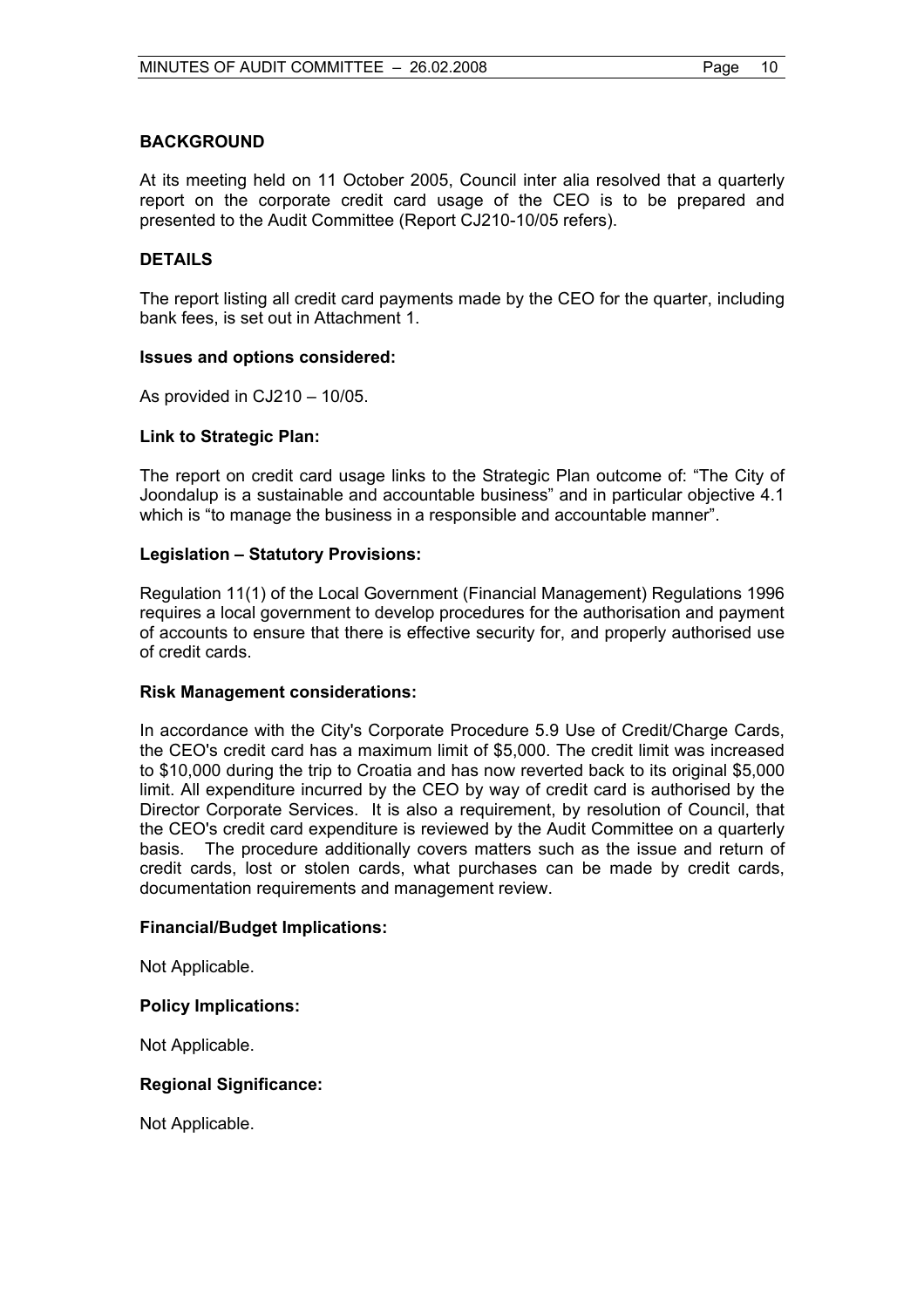**BACKGROUND**

At its meeting held on 11 October 2005, Council inter alia resolved that a quarterly report on the corporate credit card usage of the CEO is to be prepared and presented to the Audit Committee (Report CJ210-10/05 refers).

**DETAILS**

The report listing all credit card payments made by the CEO for the quarter, including bank fees, is set out in Attachment 1.

**Issues and options considered:**

As provided in CJ210 – 10/05.

**Link to Strategic Plan:**

The report on credit card usage links to the Strategic Plan outcome of: "The City of Joondalup is a sustainable and accountable business" and in particular objective 4.1 which is "to manage the business in a responsible and accountable manner".

**Legislation – Statutory Provisions:**

Regulation 11(1) of the Local Government (Financial Management) Regulations 1996 requires a local government to develop procedures for the authorisation and payment of accounts to ensure that there is effective security for, and properly authorised use of credit cards.

**Risk Management considerations:**

In accordance with the City's Corporate Procedure 5.9 Use of Credit/Charge Cards, the CEO's credit card has a maximum limit of $5,000. The credit limit was increased to $10,000 during the trip to Croatia and has now reverted back to its original $5,000 limit. All expenditure incurred by the CEO by way of credit card is authorised by the Director Corporate Services. It is also a requirement, by resolution of Council, that the CEO's credit card expenditure is reviewed by the Audit Committee on a quarterly basis. The procedure additionally covers matters such as the issue and return of credit cards, lost or stolen cards, what purchases can be made by credit cards, documentation requirements and management review.

**Financial/Budget Implications:**

Not Applicable.

**Policy Implications:**

Not Applicable.

**Regional Significance:**

Not Applicable.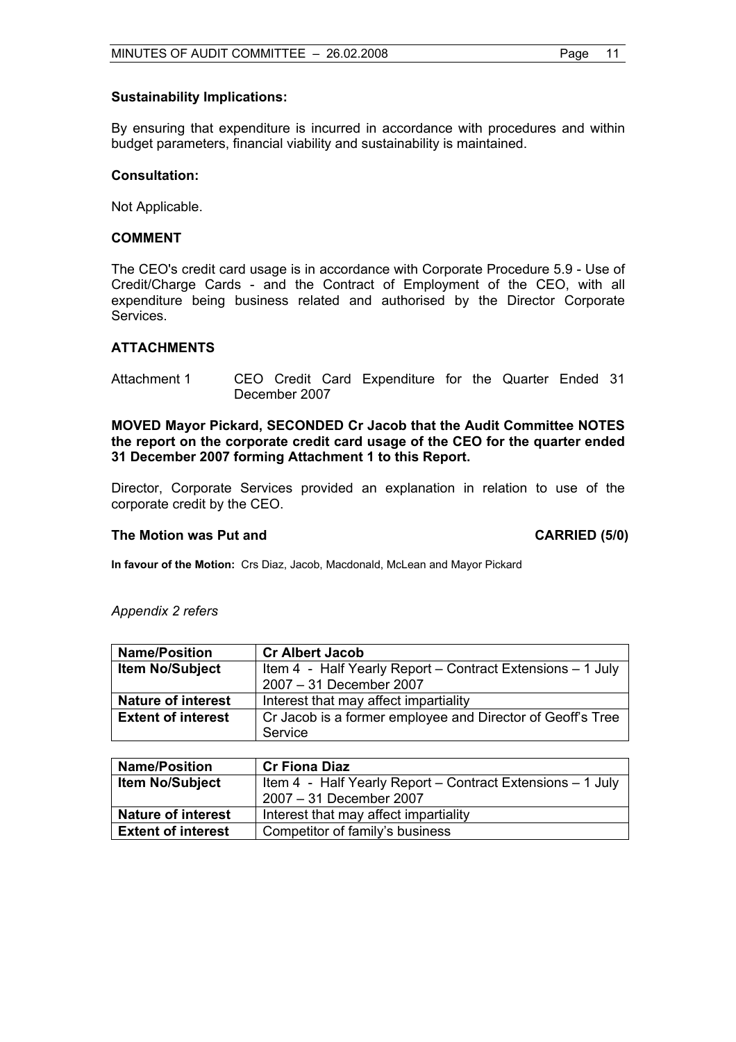**Sustainability Implications:**

By ensuring that expenditure is incurred in accordance with procedures and within budget parameters, financial viability and sustainability is maintained.

**Consultation:**

Not Applicable.

## COMMENT

The CEO's credit card usage is in accordance with Corporate Procedure 5.9 - Use of Credit/Charge Cards - and the Contract of Employment of the CEO, with all expenditure being business related and authorised by the Director Corporate Services.

## ATTACHMENTS

Attachment 1 CEO Credit Card Expenditure for the Quarter Ended 31 December 2007

**MOVED Mayor Pickard, SECONDED Cr Jacob that the Audit Committee NOTES the report on the corporate credit card usage of the CEO for the quarter ended 31 December 2007 forming Attachment 1 to this Report.**

Director, Corporate Services provided an explanation in relation to use of the corporate credit by the CEO.

**The Motion was Put and CARRIED (5/0)**

**In favour of the Motion:** Crs Diaz, Jacob, Macdonald, McLean and Mayor Pickard

*Appendix 2 refers*

| **Name/Position** | **Cr Albert Jacob** |
|---|---|
| **Item No/Subject** | Item 4 - Half Yearly Report – Contract Extensions – 1 July 2007 – 31 December 2007 |
| **Nature of interest** | Interest that may affect impartiality |
| **Extent of interest** | Cr Jacob is a former employee and Director of Geoff's Tree Service |

| **Name/Position** | **Cr Fiona Diaz** |
|---|---|
| **Item No/Subject** | Item 4 - Half Yearly Report – Contract Extensions – 1 July 2007 – 31 December 2007 |
| **Nature of interest** | Interest that may affect impartiality |
| **Extent of interest** | Competitor of family's business |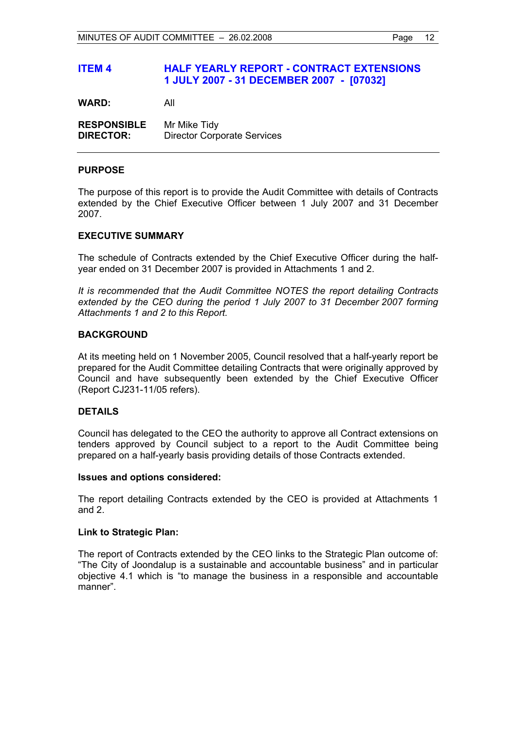## ITEM 4 HALF YEARLY REPORT - CONTRACT EXTENSIONS 1 JULY 2007 - 31 DECEMBER 2007 - [07032]

**WARD:** All

**RESPONSIBLE DIRECTOR:** Mr Mike Tidy
Director Corporate Services

---

### PURPOSE

The purpose of this report is to provide the Audit Committee with details of Contracts extended by the Chief Executive Officer between 1 July 2007 and 31 December 2007.

### EXECUTIVE SUMMARY

The schedule of Contracts extended by the Chief Executive Officer during the half-year ended on 31 December 2007 is provided in Attachments 1 and 2.

*It is recommended that the Audit Committee NOTES the report detailing Contracts extended by the CEO during the period 1 July 2007 to 31 December 2007 forming Attachments 1 and 2 to this Report.*

### BACKGROUND

At its meeting held on 1 November 2005, Council resolved that a half-yearly report be prepared for the Audit Committee detailing Contracts that were originally approved by Council and have subsequently been extended by the Chief Executive Officer (Report CJ231-11/05 refers).

### DETAILS

Council has delegated to the CEO the authority to approve all Contract extensions on tenders approved by Council subject to a report to the Audit Committee being prepared on a half-yearly basis providing details of those Contracts extended.

#### Issues and options considered:

The report detailing Contracts extended by the CEO is provided at Attachments 1 and 2.

#### Link to Strategic Plan:

The report of Contracts extended by the CEO links to the Strategic Plan outcome of: "The City of Joondalup is a sustainable and accountable business" and in particular objective 4.1 which is "to manage the business in a responsible and accountable manner".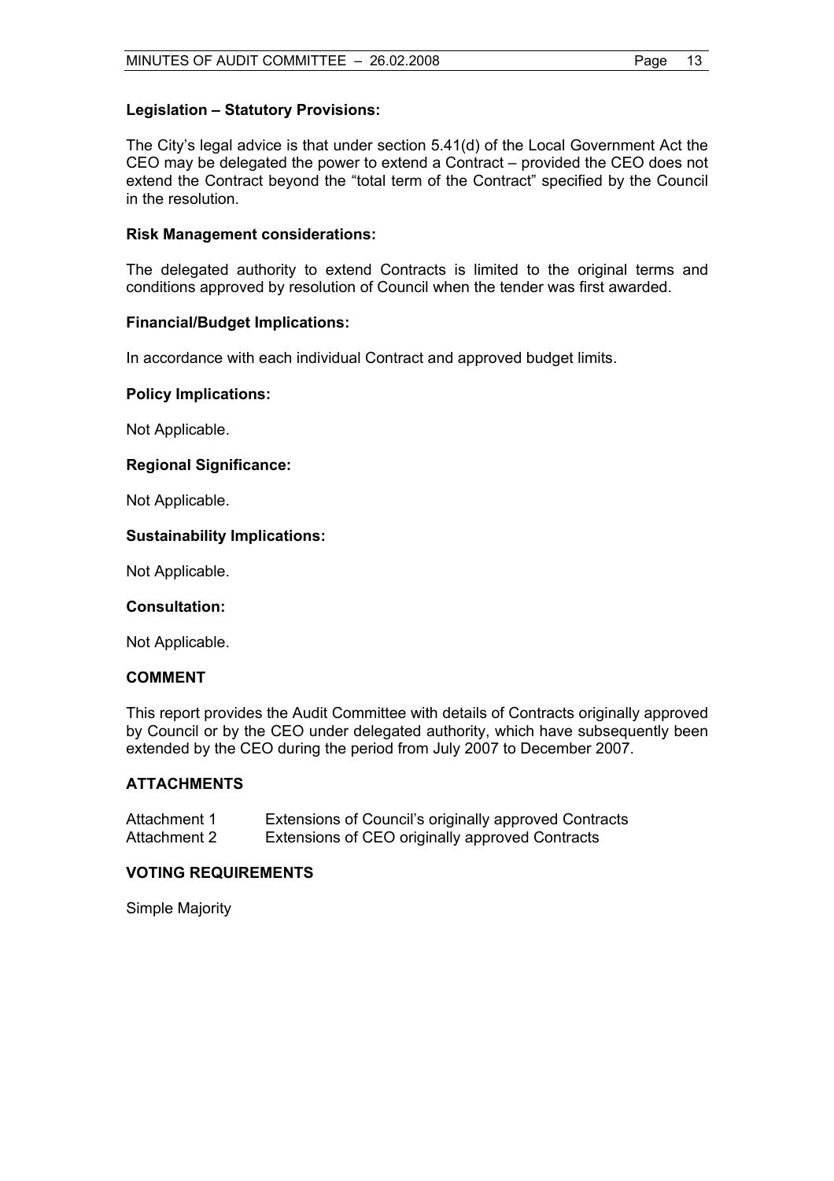**Legislation – Statutory Provisions:**

The City's legal advice is that under section 5.41(d) of the Local Government Act the CEO may be delegated the power to extend a Contract – provided the CEO does not extend the Contract beyond the "total term of the Contract" specified by the Council in the resolution.

**Risk Management considerations:**

The delegated authority to extend Contracts is limited to the original terms and conditions approved by resolution of Council when the tender was first awarded.

**Financial/Budget Implications:**

In accordance with each individual Contract and approved budget limits.

**Policy Implications:**

Not Applicable.

**Regional Significance:**

Not Applicable.

**Sustainability Implications:**

Not Applicable.

**Consultation:**

Not Applicable.

## COMMENT

This report provides the Audit Committee with details of Contracts originally approved by Council or by the CEO under delegated authority, which have subsequently been extended by the CEO during the period from July 2007 to December 2007.

## ATTACHMENTS

| | |
|---|---|
| Attachment 1 | Extensions of Council's originally approved Contracts |
| Attachment 2 | Extensions of CEO originally approved Contracts |

## VOTING REQUIREMENTS

Simple Majority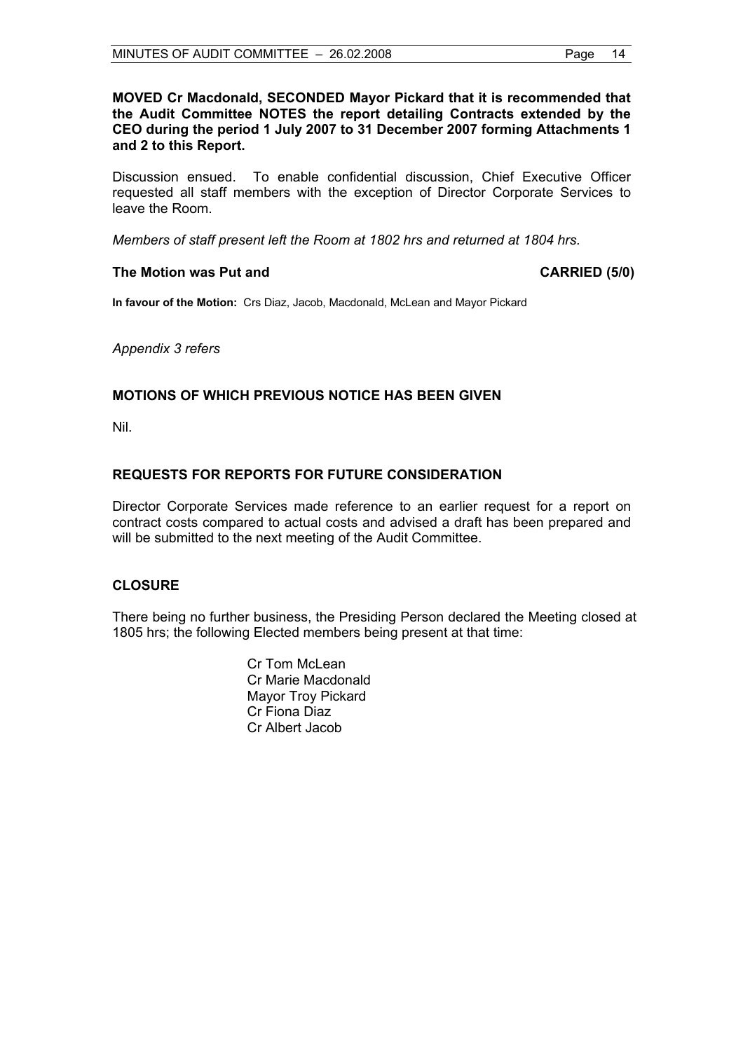**MOVED Cr Macdonald, SECONDED Mayor Pickard that it is recommended that the Audit Committee NOTES the report detailing Contracts extended by the CEO during the period 1 July 2007 to 31 December 2007 forming Attachments 1 and 2 to this Report.**

Discussion ensued. To enable confidential discussion, Chief Executive Officer requested all staff members with the exception of Director Corporate Services to leave the Room.

*Members of staff present left the Room at 1802 hrs and returned at 1804 hrs.*

**The Motion was Put and CARRIED (5/0)**

**In favour of the Motion:** Crs Diaz, Jacob, Macdonald, McLean and Mayor Pickard

*Appendix 3 refers*

## MOTIONS OF WHICH PREVIOUS NOTICE HAS BEEN GIVEN

Nil.

## REQUESTS FOR REPORTS FOR FUTURE CONSIDERATION

Director Corporate Services made reference to an earlier request for a report on contract costs compared to actual costs and advised a draft has been prepared and will be submitted to the next meeting of the Audit Committee.

## CLOSURE

There being no further business, the Presiding Person declared the Meeting closed at 1805 hrs; the following Elected members being present at that time:

Cr Tom McLean
Cr Marie Macdonald
Mayor Troy Pickard
Cr Fiona Diaz
Cr Albert Jacob